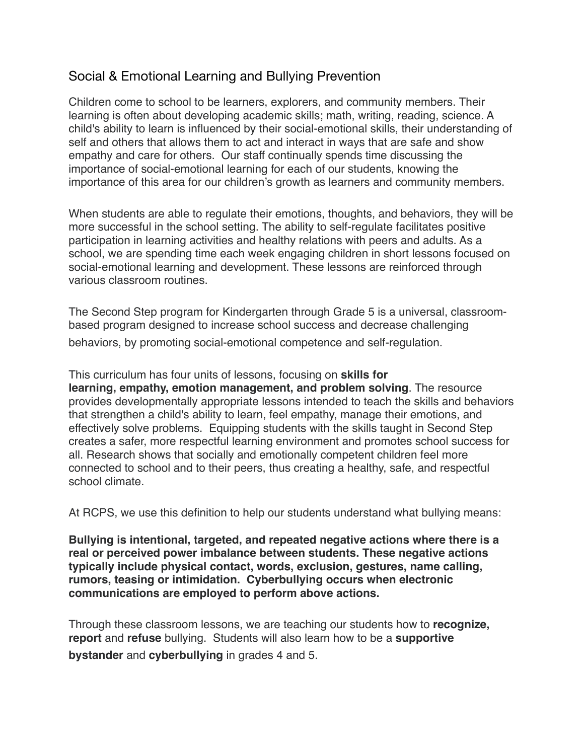## Social & Emotional Learning and Bullying Prevention

Children come to school to be learners, explorers, and community members. Their learning is often about developing academic skills; math, writing, reading, science. A child's ability to learn is influenced by their social-emotional skills, their understanding of self and others that allows them to act and interact in ways that are safe and show empathy and care for others. Our staff continually spends time discussing the importance of social-emotional learning for each of our students, knowing the importance of this area for our children's growth as learners and community members.

When students are able to regulate their emotions, thoughts, and behaviors, they will be more successful in the school setting. The ability to self-regulate facilitates positive participation in learning activities and healthy relations with peers and adults. As a school, we are spending time each week engaging children in short lessons focused on social-emotional learning and development. These lessons are reinforced through various classroom routines.

The Second Step program for Kindergarten through Grade 5 is a universal, classroom-based program designed to increase school success and decrease challenging behaviors, by promoting social-emotional competence and self-regulation.

This curriculum has four units of lessons, focusing on **skills for learning, empathy, emotion management, and problem solving**. The resource provides developmentally appropriate lessons intended to teach the skills and behaviors that strengthen a child's ability to learn, feel empathy, manage their emotions, and effectively solve problems. Equipping students with the skills taught in Second Step creates a safer, more respectful learning environment and promotes school success for all. Research shows that socially and emotionally competent children feel more connected to school and to their peers, thus creating a healthy, safe, and respectful school climate.

At RCPS, we use this definition to help our students understand what bullying means:

**Bullying is intentional, targeted, and repeated negative actions where there is a real or perceived power imbalance between students. These negative actions typically include physical contact, words, exclusion, gestures, name calling, rumors, teasing or intimidation. Cyberbullying occurs when electronic communications are employed to perform above actions.**

Through these classroom lessons, we are teaching our students how to **recognize, report** and **refuse** bullying. Students will also learn how to be a **supportive bystander** and **cyberbullying** in grades 4 and 5.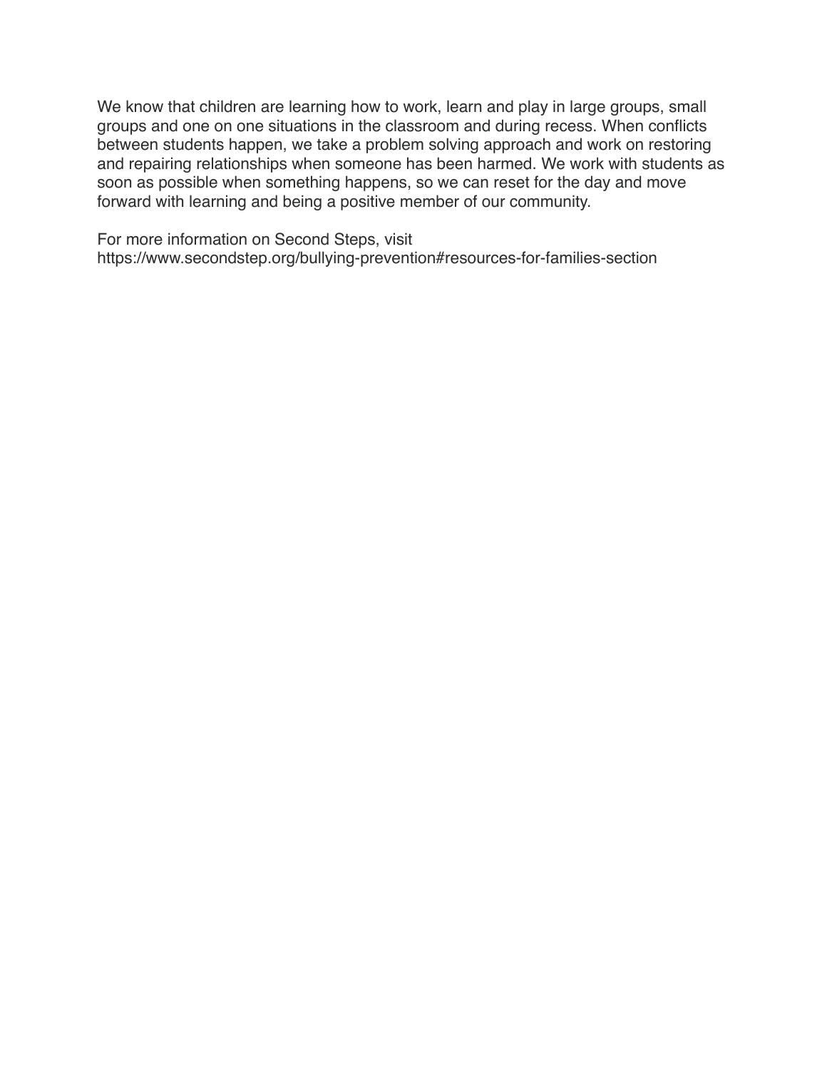We know that children are learning how to work, learn and play in large groups, small groups and one on one situations in the classroom and during recess. When conflicts between students happen, we take a problem solving approach and work on restoring and repairing relationships when someone has been harmed. We work with students as soon as possible when something happens, so we can reset for the day and move forward with learning and being a positive member of our community.

For more information on Second Steps, visit https://www.secondstep.org/bullying-prevention#resources-for-families-section